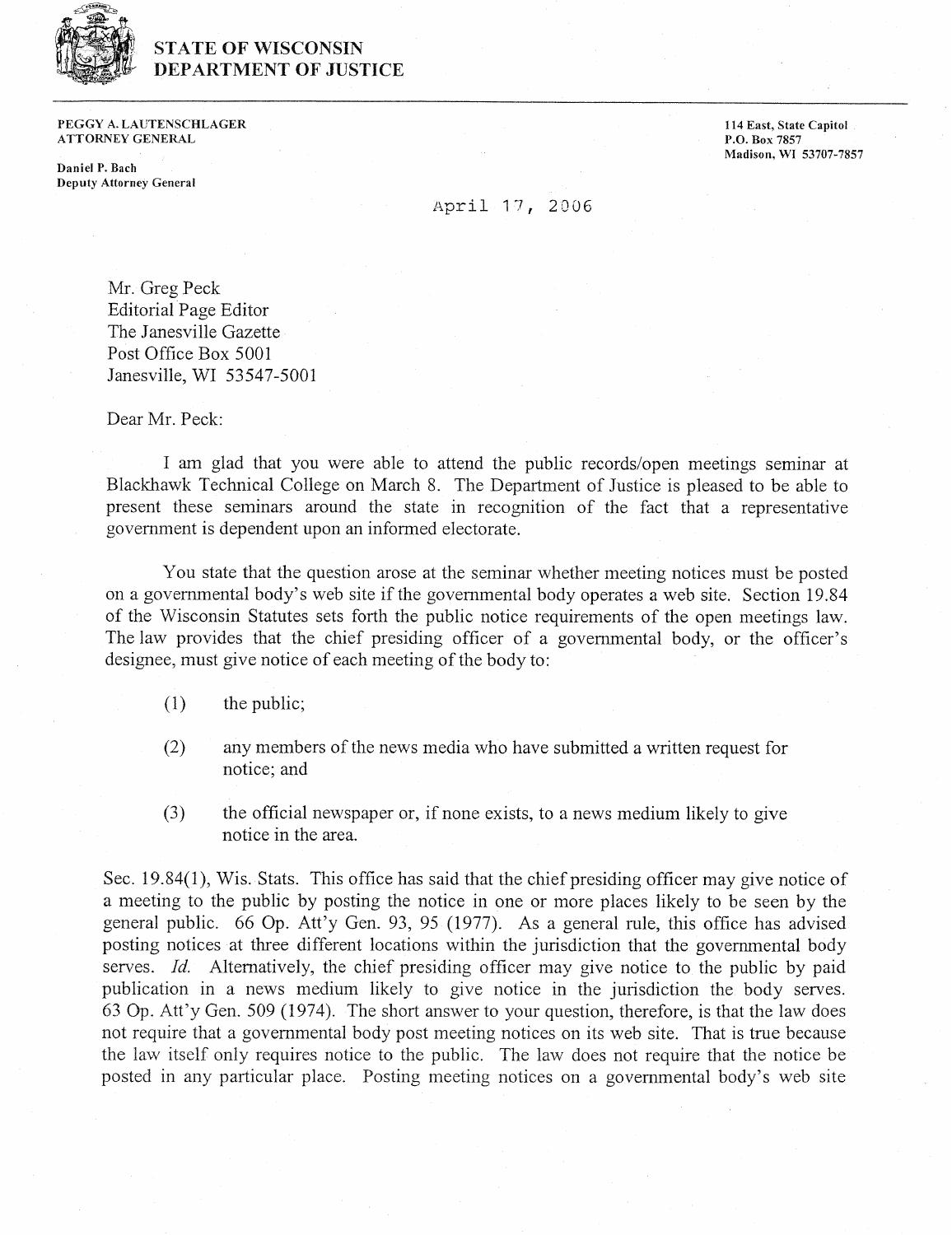# STATE OF WISCONSIN
# DEPARTMENT OF JUSTICE

**PEGGY A. LAUTENSCHLAGER**
**ATTORNEY GENERAL**

**Daniel P. Bach**
**Deputy Attorney General**

**114 East, State Capitol**
**P.O. Box 7857**
**Madison, WI 53707-7857**

April 17, 2006

Mr. Greg Peck
Editorial Page Editor
The Janesville Gazette
Post Office Box 5001
Janesville, WI 53547-5001

Dear Mr. Peck:

I am glad that you were able to attend the public records/open meetings seminar at Blackhawk Technical College on March 8. The Department of Justice is pleased to be able to present these seminars around the state in recognition of the fact that a representative government is dependent upon an informed electorate.

You state that the question arose at the seminar whether meeting notices must be posted on a governmental body's web site if the governmental body operates a web site. Section 19.84 of the Wisconsin Statutes sets forth the public notice requirements of the open meetings law. The law provides that the chief presiding officer of a governmental body, or the officer's designee, must give notice of each meeting of the body to:

(1) the public;

(2) any members of the news media who have submitted a written request for notice; and

(3) the official newspaper or, if none exists, to a news medium likely to give notice in the area.

Sec. 19.84(1), Wis. Stats. This office has said that the chief presiding officer may give notice of a meeting to the public by posting the notice in one or more places likely to be seen by the general public. 66 Op. Att'y Gen. 93, 95 (1977). As a general rule, this office has advised posting notices at three different locations within the jurisdiction that the governmental body serves. *Id.* Alternatively, the chief presiding officer may give notice to the public by paid publication in a news medium likely to give notice in the jurisdiction the body serves. 63 Op. Att'y Gen. 509 (1974). The short answer to your question, therefore, is that the law does not require that a governmental body post meeting notices on its web site. That is true because the law itself only requires notice to the public. The law does not require that the notice be posted in any particular place. Posting meeting notices on a governmental body's web site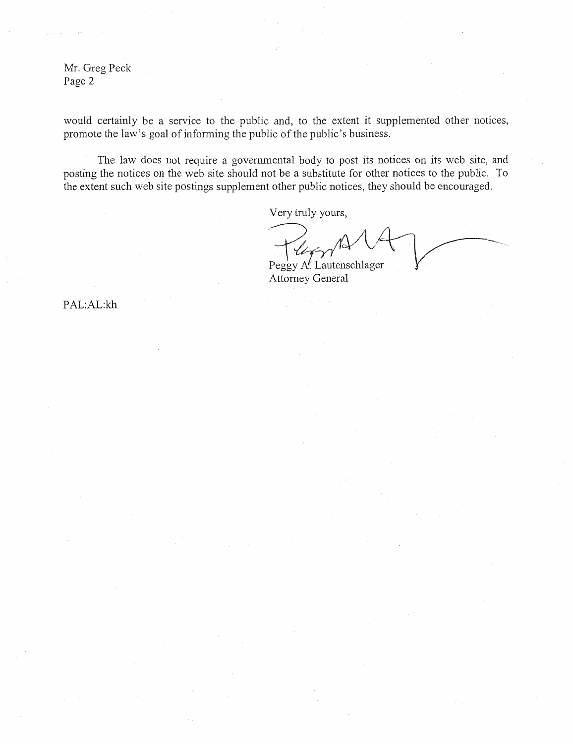would certainly be a service to the public and, to the extent it supplemented other notices, promote the law's goal of informing the public of the public's business.

The law does not require a governmental body to post its notices on its web site, and posting the notices on the web site should not be a substitute for other notices to the public. To the extent such web site postings supplement other public notices, they should be encouraged.

Very truly yours,

Peggy A. Lautenschlager
Attorney General

PAL:AL:kh